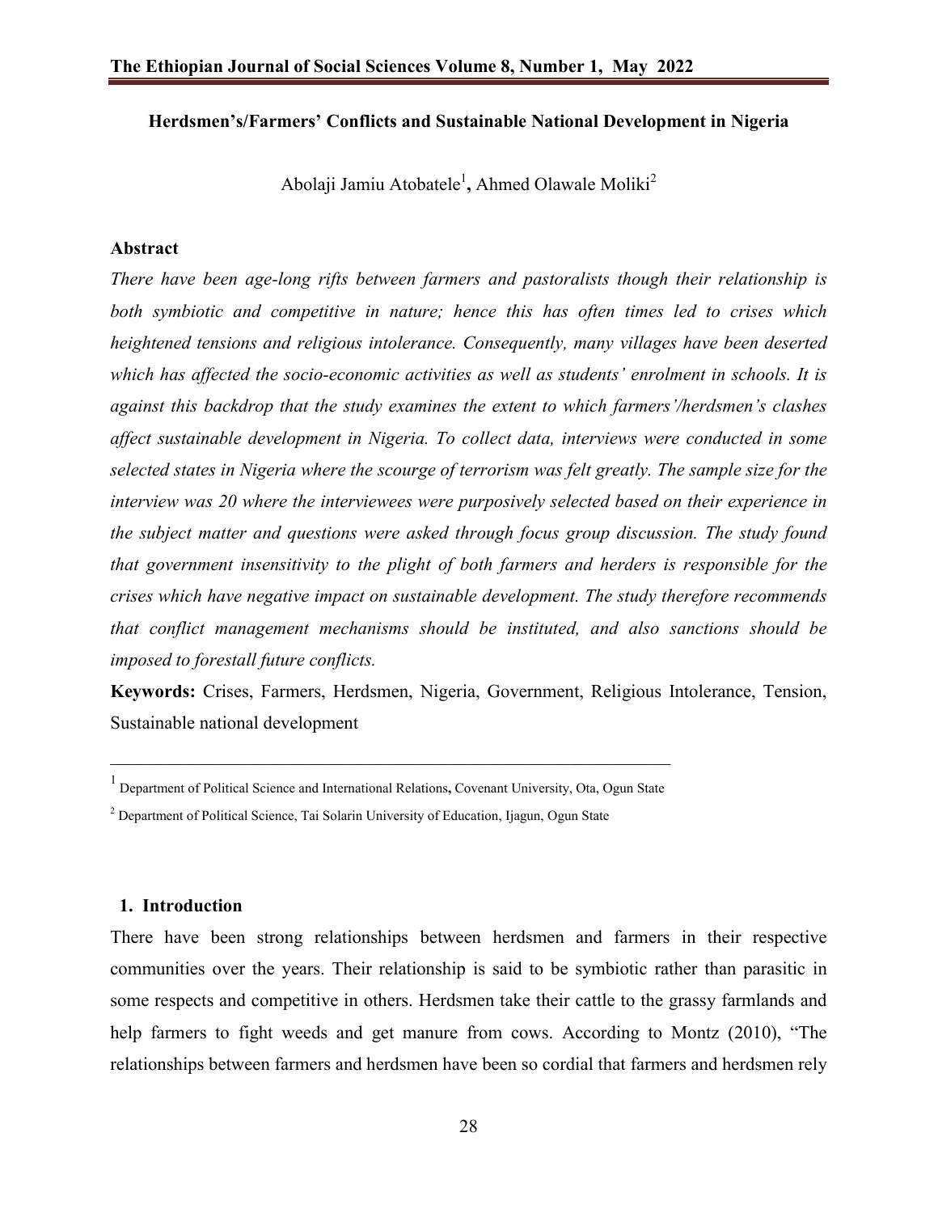## Herdsmen's/Farmers' Conflicts and Sustainable National Development in Nigeria

Abolaji Jamiu Atobatele[1], Ahmed Olawale Moliki[2]

### Abstract

*There have been age-long rifts between farmers and pastoralists though their relationship is both symbiotic and competitive in nature; hence this has often times led to crises which heightened tensions and religious intolerance. Consequently, many villages have been deserted which has affected the socio-economic activities as well as students' enrolment in schools. It is against this backdrop that the study examines the extent to which farmers'/herdsmen's clashes affect sustainable development in Nigeria. To collect data, interviews were conducted in some selected states in Nigeria where the scourge of terrorism was felt greatly. The sample size for the interview was 20 where the interviewees were purposively selected based on their experience in the subject matter and questions were asked through focus group discussion. The study found that government insensitivity to the plight of both farmers and herders is responsible for the crises which have negative impact on sustainable development. The study therefore recommends that conflict management mechanisms should be instituted, and also sanctions should be imposed to forestall future conflicts.*

**Keywords:** Crises, Farmers, Herdsmen, Nigeria, Government, Religious Intolerance, Tension, Sustainable national development

---

[1] Department of Political Science and International Relations**,** Covenant University, Ota, Ogun State

[2] Department of Political Science, Tai Solarin University of Education, Ijagun, Ogun State

### 1. Introduction

There have been strong relationships between herdsmen and farmers in their respective communities over the years. Their relationship is said to be symbiotic rather than parasitic in some respects and competitive in others. Herdsmen take their cattle to the grassy farmlands and help farmers to fight weeds and get manure from cows. According to Montz (2010), "The relationships between farmers and herdsmen have been so cordial that farmers and herdsmen rely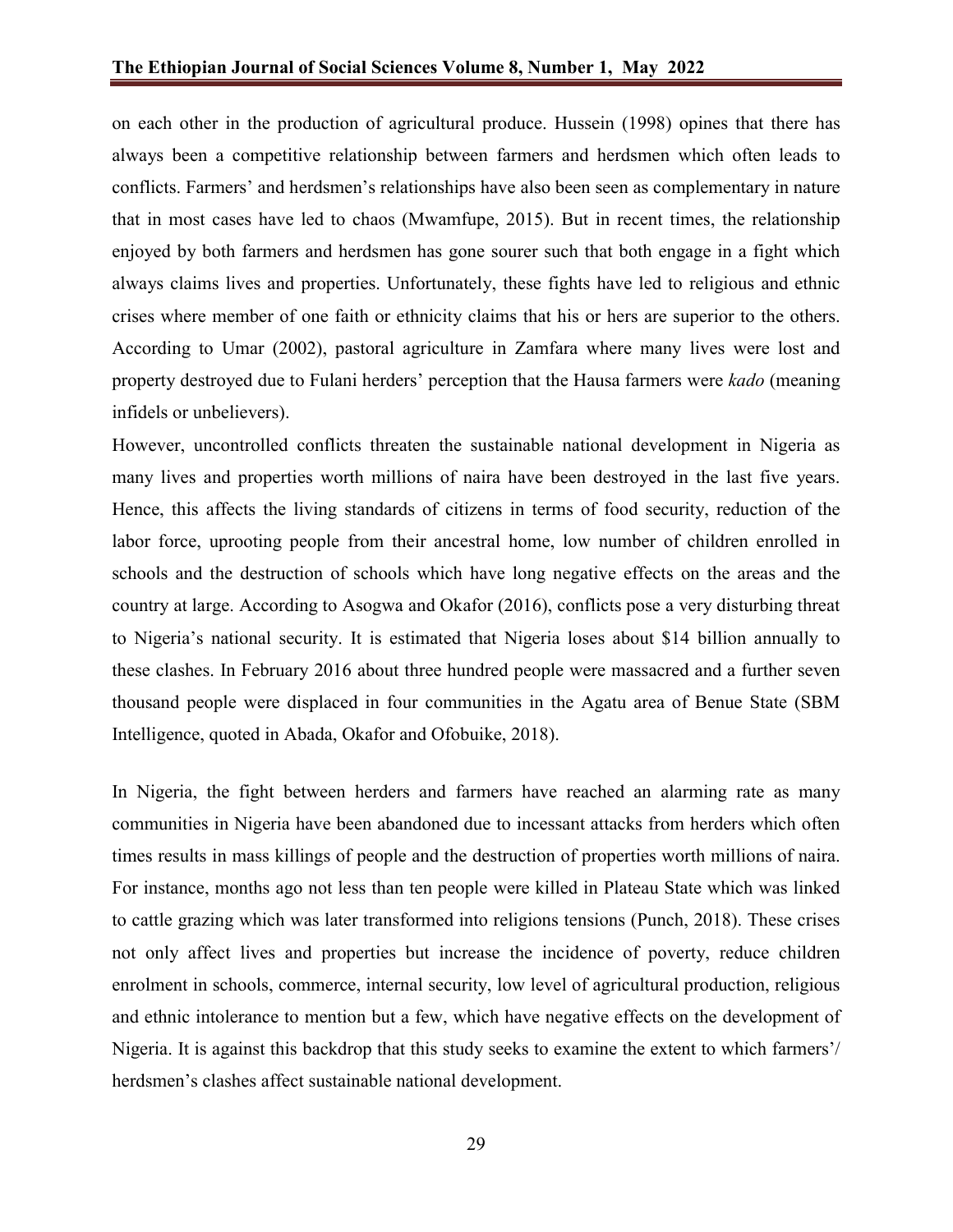on each other in the production of agricultural produce. Hussein (1998) opines that there has always been a competitive relationship between farmers and herdsmen which often leads to conflicts. Farmers' and herdsmen's relationships have also been seen as complementary in nature that in most cases have led to chaos (Mwamfupe, 2015). But in recent times, the relationship enjoyed by both farmers and herdsmen has gone sourer such that both engage in a fight which always claims lives and properties. Unfortunately, these fights have led to religious and ethnic crises where member of one faith or ethnicity claims that his or hers are superior to the others. According to Umar (2002), pastoral agriculture in Zamfara where many lives were lost and property destroyed due to Fulani herders' perception that the Hausa farmers were *kado* (meaning infidels or unbelievers).

However, uncontrolled conflicts threaten the sustainable national development in Nigeria as many lives and properties worth millions of naira have been destroyed in the last five years. Hence, this affects the living standards of citizens in terms of food security, reduction of the labor force, uprooting people from their ancestral home, low number of children enrolled in schools and the destruction of schools which have long negative effects on the areas and the country at large. According to Asogwa and Okafor (2016), conflicts pose a very disturbing threat to Nigeria's national security. It is estimated that Nigeria loses about $14 billion annually to these clashes. In February 2016 about three hundred people were massacred and a further seven thousand people were displaced in four communities in the Agatu area of Benue State (SBM Intelligence, quoted in Abada, Okafor and Ofobuike, 2018).

In Nigeria, the fight between herders and farmers have reached an alarming rate as many communities in Nigeria have been abandoned due to incessant attacks from herders which often times results in mass killings of people and the destruction of properties worth millions of naira. For instance, months ago not less than ten people were killed in Plateau State which was linked to cattle grazing which was later transformed into religions tensions (Punch, 2018). These crises not only affect lives and properties but increase the incidence of poverty, reduce children enrolment in schools, commerce, internal security, low level of agricultural production, religious and ethnic intolerance to mention but a few, which have negative effects on the development of Nigeria. It is against this backdrop that this study seeks to examine the extent to which farmers'/ herdsmen's clashes affect sustainable national development.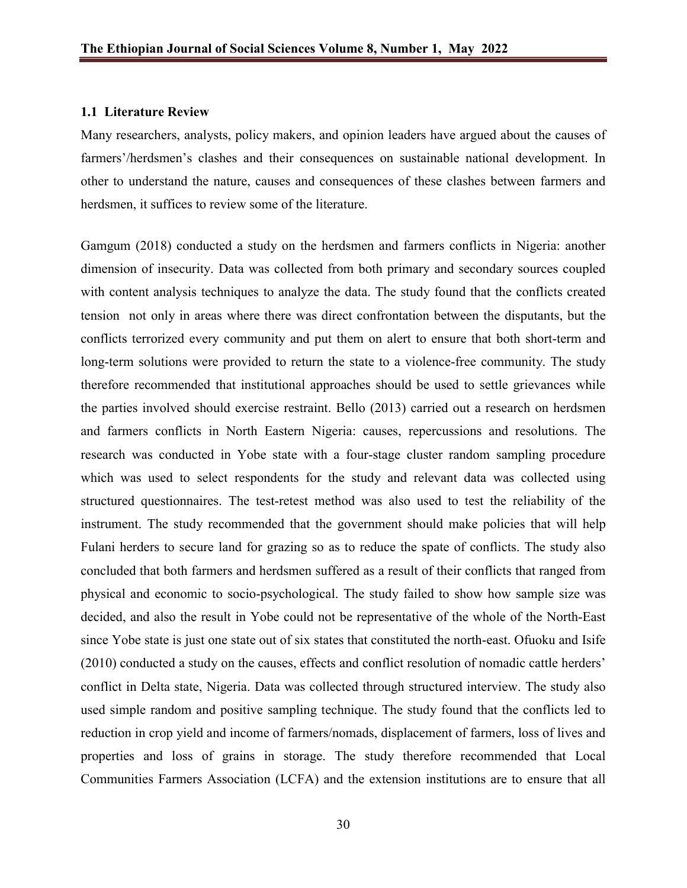## 1.1 Literature Review

Many researchers, analysts, policy makers, and opinion leaders have argued about the causes of farmers'/herdsmen's clashes and their consequences on sustainable national development. In other to understand the nature, causes and consequences of these clashes between farmers and herdsmen, it suffices to review some of the literature.

Gamgum (2018) conducted a study on the herdsmen and farmers conflicts in Nigeria: another dimension of insecurity. Data was collected from both primary and secondary sources coupled with content analysis techniques to analyze the data. The study found that the conflicts created tension not only in areas where there was direct confrontation between the disputants, but the conflicts terrorized every community and put them on alert to ensure that both short-term and long-term solutions were provided to return the state to a violence-free community. The study therefore recommended that institutional approaches should be used to settle grievances while the parties involved should exercise restraint. Bello (2013) carried out a research on herdsmen and farmers conflicts in North Eastern Nigeria: causes, repercussions and resolutions. The research was conducted in Yobe state with a four-stage cluster random sampling procedure which was used to select respondents for the study and relevant data was collected using structured questionnaires. The test-retest method was also used to test the reliability of the instrument. The study recommended that the government should make policies that will help Fulani herders to secure land for grazing so as to reduce the spate of conflicts. The study also concluded that both farmers and herdsmen suffered as a result of their conflicts that ranged from physical and economic to socio-psychological. The study failed to show how sample size was decided, and also the result in Yobe could not be representative of the whole of the North-East since Yobe state is just one state out of six states that constituted the north-east. Ofuoku and Isife (2010) conducted a study on the causes, effects and conflict resolution of nomadic cattle herders' conflict in Delta state, Nigeria. Data was collected through structured interview. The study also used simple random and positive sampling technique. The study found that the conflicts led to reduction in crop yield and income of farmers/nomads, displacement of farmers, loss of lives and properties and loss of grains in storage. The study therefore recommended that Local Communities Farmers Association (LCFA) and the extension institutions are to ensure that all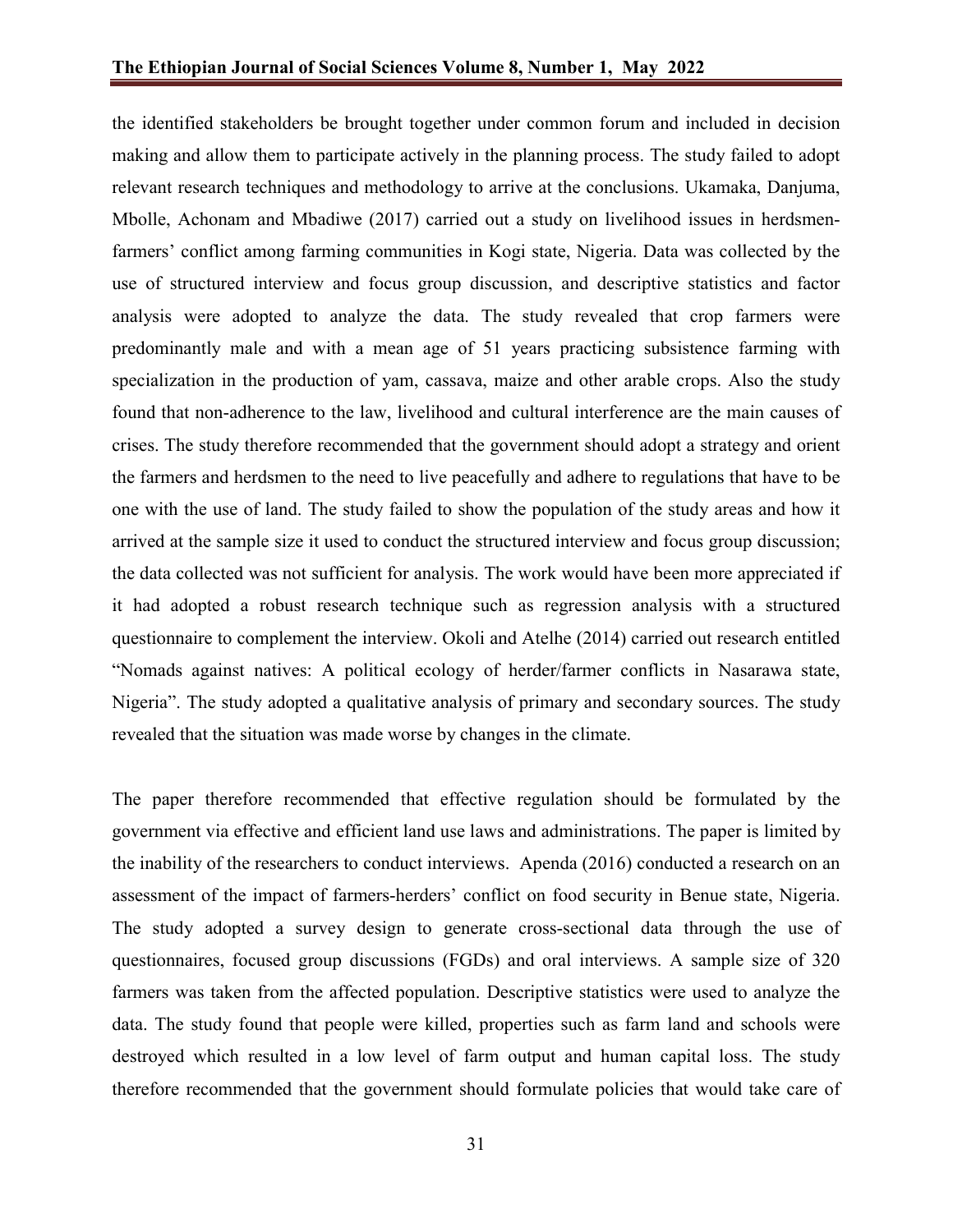the identified stakeholders be brought together under common forum and included in decision making and allow them to participate actively in the planning process. The study failed to adopt relevant research techniques and methodology to arrive at the conclusions. Ukamaka, Danjuma, Mbolle, Achonam and Mbadiwe (2017) carried out a study on livelihood issues in herdsmen-farmers' conflict among farming communities in Kogi state, Nigeria. Data was collected by the use of structured interview and focus group discussion, and descriptive statistics and factor analysis were adopted to analyze the data. The study revealed that crop farmers were predominantly male and with a mean age of 51 years practicing subsistence farming with specialization in the production of yam, cassava, maize and other arable crops. Also the study found that non-adherence to the law, livelihood and cultural interference are the main causes of crises. The study therefore recommended that the government should adopt a strategy and orient the farmers and herdsmen to the need to live peacefully and adhere to regulations that have to be one with the use of land. The study failed to show the population of the study areas and how it arrived at the sample size it used to conduct the structured interview and focus group discussion; the data collected was not sufficient for analysis. The work would have been more appreciated if it had adopted a robust research technique such as regression analysis with a structured questionnaire to complement the interview. Okoli and Atelhe (2014) carried out research entitled "Nomads against natives: A political ecology of herder/farmer conflicts in Nasarawa state, Nigeria". The study adopted a qualitative analysis of primary and secondary sources. The study revealed that the situation was made worse by changes in the climate.

The paper therefore recommended that effective regulation should be formulated by the government via effective and efficient land use laws and administrations. The paper is limited by the inability of the researchers to conduct interviews. Apenda (2016) conducted a research on an assessment of the impact of farmers-herders' conflict on food security in Benue state, Nigeria. The study adopted a survey design to generate cross-sectional data through the use of questionnaires, focused group discussions (FGDs) and oral interviews. A sample size of 320 farmers was taken from the affected population. Descriptive statistics were used to analyze the data. The study found that people were killed, properties such as farm land and schools were destroyed which resulted in a low level of farm output and human capital loss. The study therefore recommended that the government should formulate policies that would take care of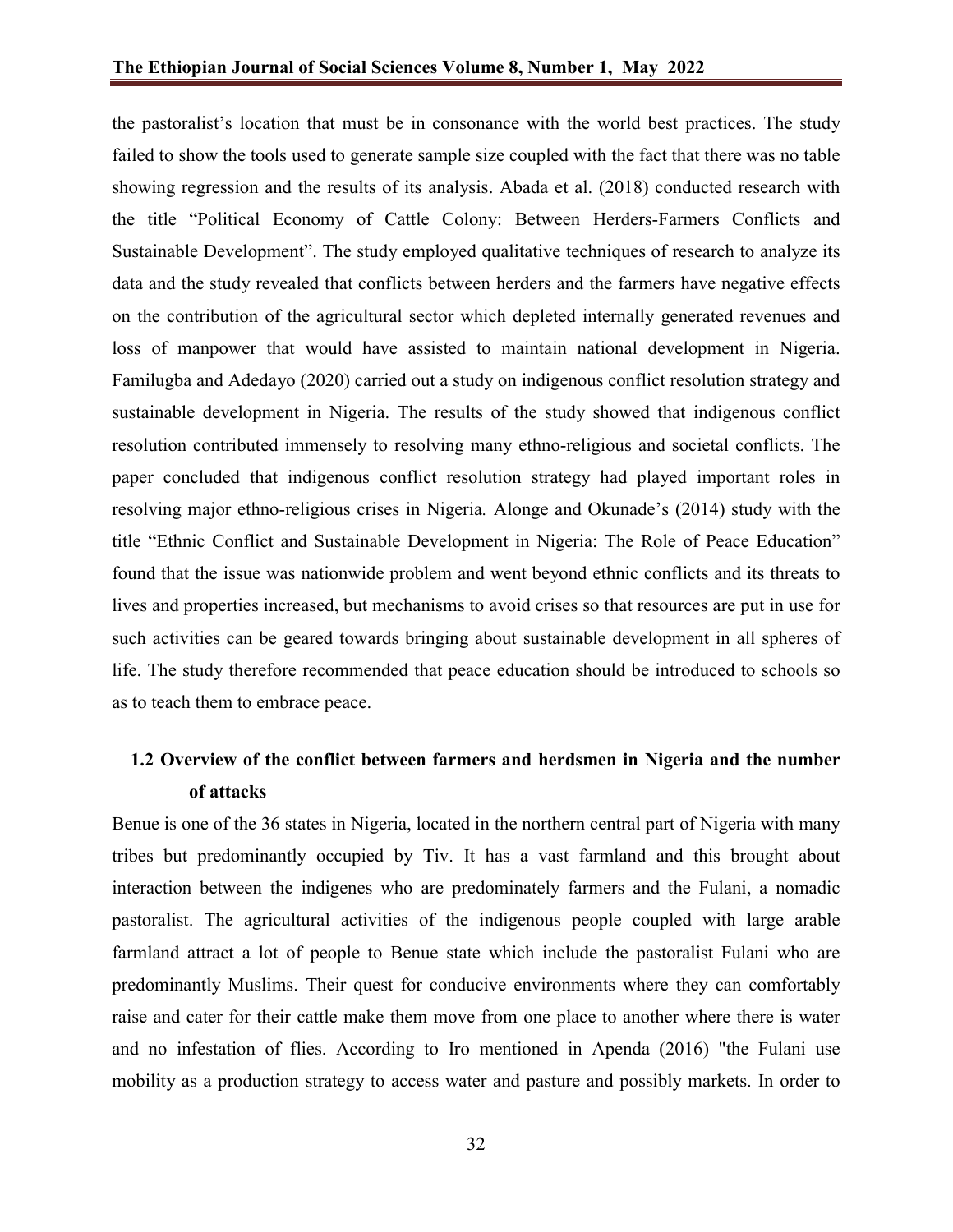the pastoralist's location that must be in consonance with the world best practices. The study failed to show the tools used to generate sample size coupled with the fact that there was no table showing regression and the results of its analysis. Abada et al. (2018) conducted research with the title "Political Economy of Cattle Colony: Between Herders-Farmers Conflicts and Sustainable Development". The study employed qualitative techniques of research to analyze its data and the study revealed that conflicts between herders and the farmers have negative effects on the contribution of the agricultural sector which depleted internally generated revenues and loss of manpower that would have assisted to maintain national development in Nigeria. Familugba and Adedayo (2020) carried out a study on indigenous conflict resolution strategy and sustainable development in Nigeria. The results of the study showed that indigenous conflict resolution contributed immensely to resolving many ethno-religious and societal conflicts. The paper concluded that indigenous conflict resolution strategy had played important roles in resolving major ethno-religious crises in Nigeria. Alonge and Okunade's (2014) study with the title "Ethnic Conflict and Sustainable Development in Nigeria: The Role of Peace Education" found that the issue was nationwide problem and went beyond ethnic conflicts and its threats to lives and properties increased, but mechanisms to avoid crises so that resources are put in use for such activities can be geared towards bringing about sustainable development in all spheres of life. The study therefore recommended that peace education should be introduced to schools so as to teach them to embrace peace.

## 1.2 Overview of the conflict between farmers and herdsmen in Nigeria and the number of attacks

Benue is one of the 36 states in Nigeria, located in the northern central part of Nigeria with many tribes but predominantly occupied by Tiv. It has a vast farmland and this brought about interaction between the indigenes who are predominately farmers and the Fulani, a nomadic pastoralist. The agricultural activities of the indigenous people coupled with large arable farmland attract a lot of people to Benue state which include the pastoralist Fulani who are predominantly Muslims. Their quest for conducive environments where they can comfortably raise and cater for their cattle make them move from one place to another where there is water and no infestation of flies. According to Iro mentioned in Apenda (2016) "the Fulani use mobility as a production strategy to access water and pasture and possibly markets. In order to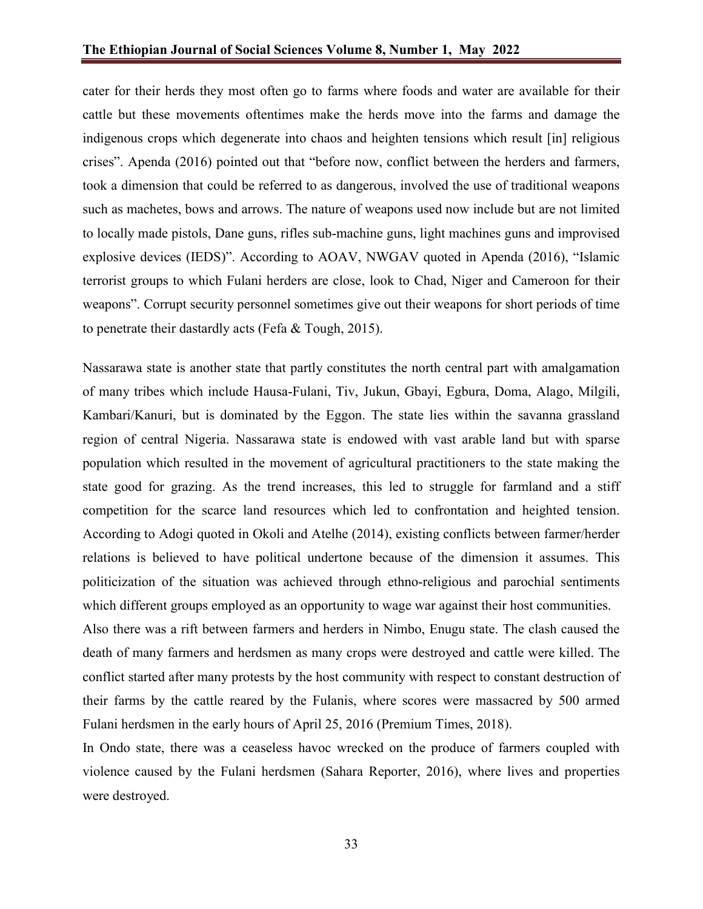cater for their herds they most often go to farms where foods and water are available for their cattle but these movements oftentimes make the herds move into the farms and damage the indigenous crops which degenerate into chaos and heighten tensions which result [in] religious crises". Apenda (2016) pointed out that "before now, conflict between the herders and farmers, took a dimension that could be referred to as dangerous, involved the use of traditional weapons such as machetes, bows and arrows. The nature of weapons used now include but are not limited to locally made pistols, Dane guns, rifles sub-machine guns, light machines guns and improvised explosive devices (IEDS)". According to AOAV, NWGAV quoted in Apenda (2016), "Islamic terrorist groups to which Fulani herders are close, look to Chad, Niger and Cameroon for their weapons". Corrupt security personnel sometimes give out their weapons for short periods of time to penetrate their dastardly acts (Fefa & Tough, 2015).

Nassarawa state is another state that partly constitutes the north central part with amalgamation of many tribes which include Hausa-Fulani, Tiv, Jukun, Gbayi, Egbura, Doma, Alago, Milgili, Kambari/Kanuri, but is dominated by the Eggon. The state lies within the savanna grassland region of central Nigeria. Nassarawa state is endowed with vast arable land but with sparse population which resulted in the movement of agricultural practitioners to the state making the state good for grazing. As the trend increases, this led to struggle for farmland and a stiff competition for the scarce land resources which led to confrontation and heighted tension. According to Adogi quoted in Okoli and Atelhe (2014), existing conflicts between farmer/herder relations is believed to have political undertone because of the dimension it assumes. This politicization of the situation was achieved through ethno-religious and parochial sentiments which different groups employed as an opportunity to wage war against their host communities.

Also there was a rift between farmers and herders in Nimbo, Enugu state. The clash caused the death of many farmers and herdsmen as many crops were destroyed and cattle were killed. The conflict started after many protests by the host community with respect to constant destruction of their farms by the cattle reared by the Fulanis, where scores were massacred by 500 armed Fulani herdsmen in the early hours of April 25, 2016 (Premium Times, 2018).

In Ondo state, there was a ceaseless havoc wrecked on the produce of farmers coupled with violence caused by the Fulani herdsmen (Sahara Reporter, 2016), where lives and properties were destroyed.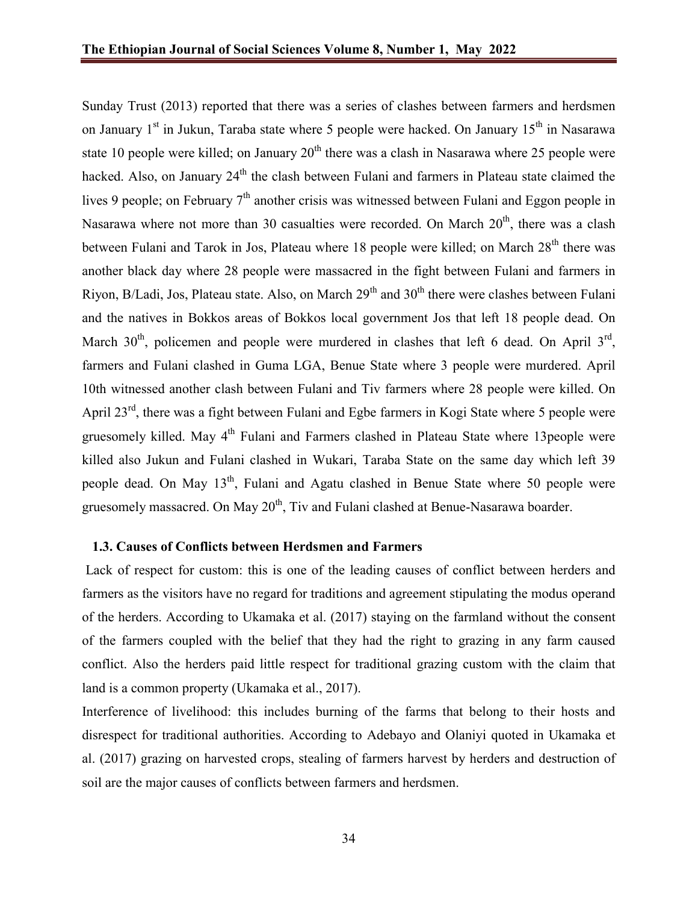Sunday Trust (2013) reported that there was a series of clashes between farmers and herdsmen on January 1st in Jukun, Taraba state where 5 people were hacked. On January 15th in Nasarawa state 10 people were killed; on January 20th there was a clash in Nasarawa where 25 people were hacked. Also, on January 24th the clash between Fulani and farmers in Plateau state claimed the lives 9 people; on February 7th another crisis was witnessed between Fulani and Eggon people in Nasarawa where not more than 30 casualties were recorded. On March 20th, there was a clash between Fulani and Tarok in Jos, Plateau where 18 people were killed; on March 28th there was another black day where 28 people were massacred in the fight between Fulani and farmers in Riyon, B/Ladi, Jos, Plateau state. Also, on March 29th and 30th there were clashes between Fulani and the natives in Bokkos areas of Bokkos local government Jos that left 18 people dead. On March 30th, policemen and people were murdered in clashes that left 6 dead. On April 3rd, farmers and Fulani clashed in Guma LGA, Benue State where 3 people were murdered. April 10th witnessed another clash between Fulani and Tiv farmers where 28 people were killed. On April 23rd, there was a fight between Fulani and Egbe farmers in Kogi State where 5 people were gruesomely killed. May 4th Fulani and Farmers clashed in Plateau State where 13people were killed also Jukun and Fulani clashed in Wukari, Taraba State on the same day which left 39 people dead. On May 13th, Fulani and Agatu clashed in Benue State where 50 people were gruesomely massacred. On May 20th, Tiv and Fulani clashed at Benue-Nasarawa boarder.

### 1.3. Causes of Conflicts between Herdsmen and Farmers

Lack of respect for custom: this is one of the leading causes of conflict between herders and farmers as the visitors have no regard for traditions and agreement stipulating the modus operand of the herders. According to Ukamaka et al. (2017) staying on the farmland without the consent of the farmers coupled with the belief that they had the right to grazing in any farm caused conflict. Also the herders paid little respect for traditional grazing custom with the claim that land is a common property (Ukamaka et al., 2017).

Interference of livelihood: this includes burning of the farms that belong to their hosts and disrespect for traditional authorities. According to Adebayo and Olaniyi quoted in Ukamaka et al. (2017) grazing on harvested crops, stealing of farmers harvest by herders and destruction of soil are the major causes of conflicts between farmers and herdsmen.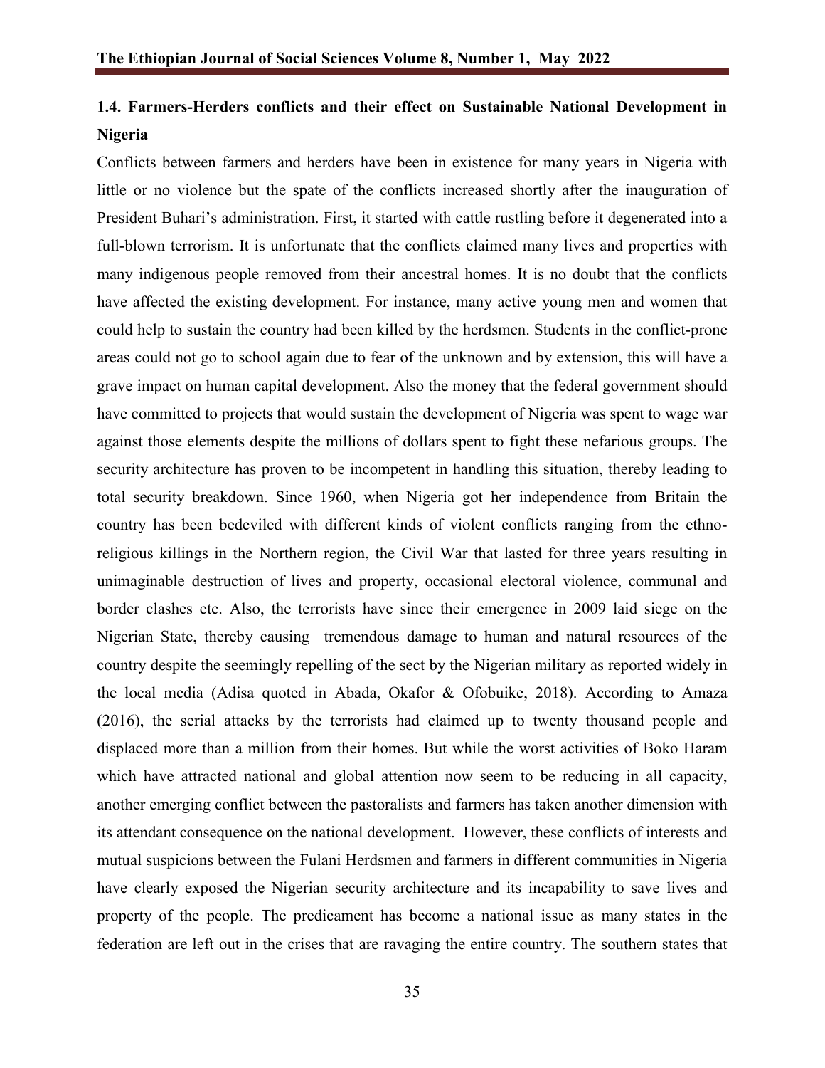### 1.4. Farmers-Herders conflicts and their effect on Sustainable National Development in Nigeria

Conflicts between farmers and herders have been in existence for many years in Nigeria with little or no violence but the spate of the conflicts increased shortly after the inauguration of President Buhari's administration. First, it started with cattle rustling before it degenerated into a full-blown terrorism. It is unfortunate that the conflicts claimed many lives and properties with many indigenous people removed from their ancestral homes. It is no doubt that the conflicts have affected the existing development. For instance, many active young men and women that could help to sustain the country had been killed by the herdsmen. Students in the conflict-prone areas could not go to school again due to fear of the unknown and by extension, this will have a grave impact on human capital development. Also the money that the federal government should have committed to projects that would sustain the development of Nigeria was spent to wage war against those elements despite the millions of dollars spent to fight these nefarious groups. The security architecture has proven to be incompetent in handling this situation, thereby leading to total security breakdown. Since 1960, when Nigeria got her independence from Britain the country has been bedeviled with different kinds of violent conflicts ranging from the ethno-religious killings in the Northern region, the Civil War that lasted for three years resulting in unimaginable destruction of lives and property, occasional electoral violence, communal and border clashes etc. Also, the terrorists have since their emergence in 2009 laid siege on the Nigerian State, thereby causing tremendous damage to human and natural resources of the country despite the seemingly repelling of the sect by the Nigerian military as reported widely in the local media (Adisa quoted in Abada, Okafor & Ofobuike, 2018). According to Amaza (2016), the serial attacks by the terrorists had claimed up to twenty thousand people and displaced more than a million from their homes. But while the worst activities of Boko Haram which have attracted national and global attention now seem to be reducing in all capacity, another emerging conflict between the pastoralists and farmers has taken another dimension with its attendant consequence on the national development. However, these conflicts of interests and mutual suspicions between the Fulani Herdsmen and farmers in different communities in Nigeria have clearly exposed the Nigerian security architecture and its incapability to save lives and property of the people. The predicament has become a national issue as many states in the federation are left out in the crises that are ravaging the entire country. The southern states that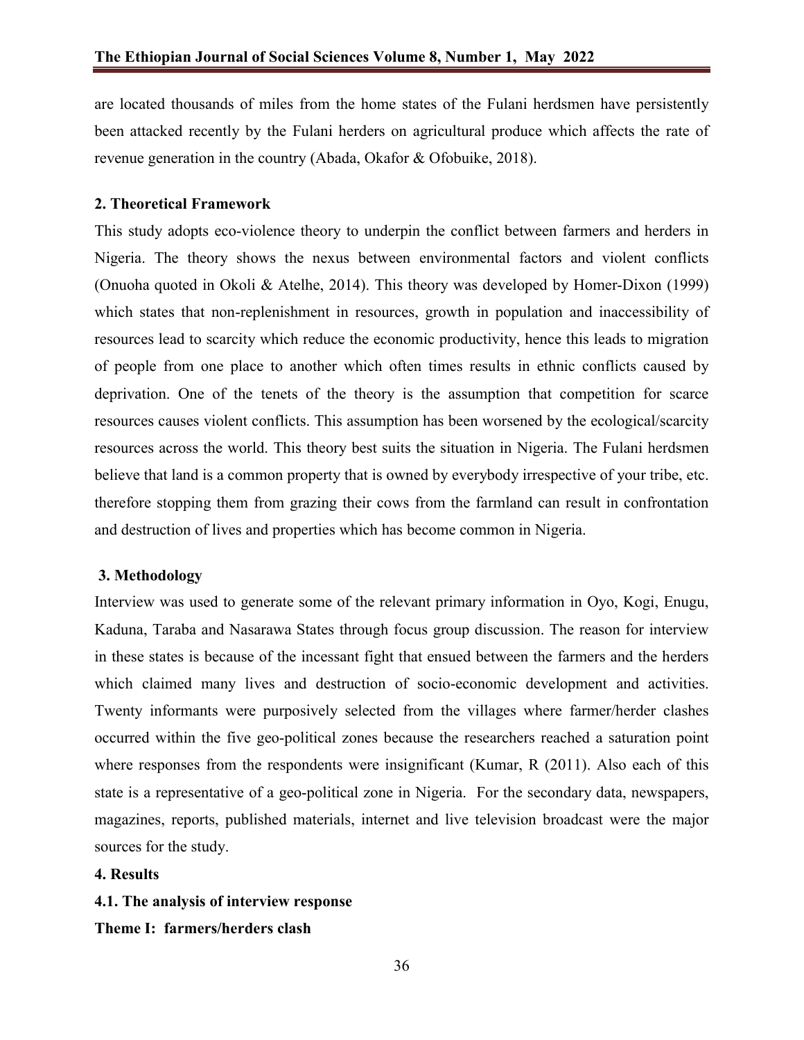are located thousands of miles from the home states of the Fulani herdsmen have persistently been attacked recently by the Fulani herders on agricultural produce which affects the rate of revenue generation in the country (Abada, Okafor & Ofobuike, 2018).

## 2. Theoretical Framework

This study adopts eco-violence theory to underpin the conflict between farmers and herders in Nigeria. The theory shows the nexus between environmental factors and violent conflicts (Onuoha quoted in Okoli & Atelhe, 2014). This theory was developed by Homer-Dixon (1999) which states that non-replenishment in resources, growth in population and inaccessibility of resources lead to scarcity which reduce the economic productivity, hence this leads to migration of people from one place to another which often times results in ethnic conflicts caused by deprivation. One of the tenets of the theory is the assumption that competition for scarce resources causes violent conflicts. This assumption has been worsened by the ecological/scarcity resources across the world. This theory best suits the situation in Nigeria. The Fulani herdsmen believe that land is a common property that is owned by everybody irrespective of your tribe, etc. therefore stopping them from grazing their cows from the farmland can result in confrontation and destruction of lives and properties which has become common in Nigeria.

## 3. Methodology

Interview was used to generate some of the relevant primary information in Oyo, Kogi, Enugu, Kaduna, Taraba and Nasarawa States through focus group discussion. The reason for interview in these states is because of the incessant fight that ensued between the farmers and the herders which claimed many lives and destruction of socio-economic development and activities. Twenty informants were purposively selected from the villages where farmer/herder clashes occurred within the five geo-political zones because the researchers reached a saturation point where responses from the respondents were insignificant (Kumar, R (2011). Also each of this state is a representative of a geo-political zone in Nigeria. For the secondary data, newspapers, magazines, reports, published materials, internet and live television broadcast were the major sources for the study.

## 4. Results

### 4.1. The analysis of interview response

**Theme I: farmers/herders clash**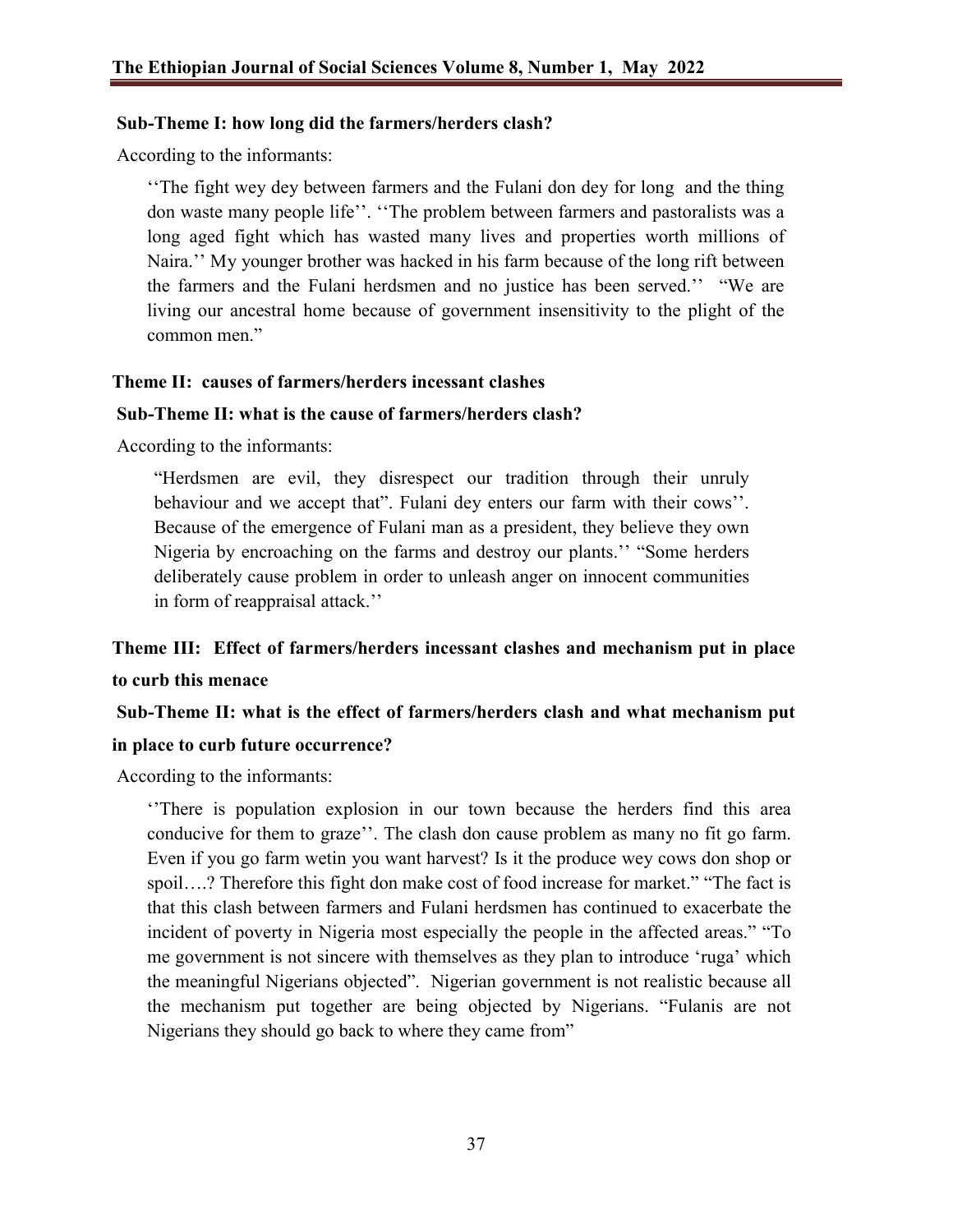**Sub-Theme I: how long did the farmers/herders clash?**

According to the informants:

> ''The fight wey dey between farmers and the Fulani don dey for long and the thing don waste many people life''. ''The problem between farmers and pastoralists was a long aged fight which has wasted many lives and properties worth millions of Naira.'' My younger brother was hacked in his farm because of the long rift between the farmers and the Fulani herdsmen and no justice has been served.'' "We are living our ancestral home because of government insensitivity to the plight of the common men."

**Theme II: causes of farmers/herders incessant clashes**

**Sub-Theme II: what is the cause of farmers/herders clash?**

According to the informants:

> "Herdsmen are evil, they disrespect our tradition through their unruly behaviour and we accept that". Fulani dey enters our farm with their cows''. Because of the emergence of Fulani man as a president, they believe they own Nigeria by encroaching on the farms and destroy our plants.'' "Some herders deliberately cause problem in order to unleash anger on innocent communities in form of reappraisal attack.''

**Theme III: Effect of farmers/herders incessant clashes and mechanism put in place to curb this menace**

**Sub-Theme II: what is the effect of farmers/herders clash and what mechanism put in place to curb future occurrence?**

According to the informants:

> ''There is population explosion in our town because the herders find this area conducive for them to graze''. The clash don cause problem as many no fit go farm. Even if you go farm wetin you want harvest? Is it the produce wey cows don shop or spoil….? Therefore this fight don make cost of food increase for market." "The fact is that this clash between farmers and Fulani herdsmen has continued to exacerbate the incident of poverty in Nigeria most especially the people in the affected areas." "To me government is not sincere with themselves as they plan to introduce 'ruga' which the meaningful Nigerians objected". Nigerian government is not realistic because all the mechanism put together are being objected by Nigerians. "Fulanis are not Nigerians they should go back to where they came from"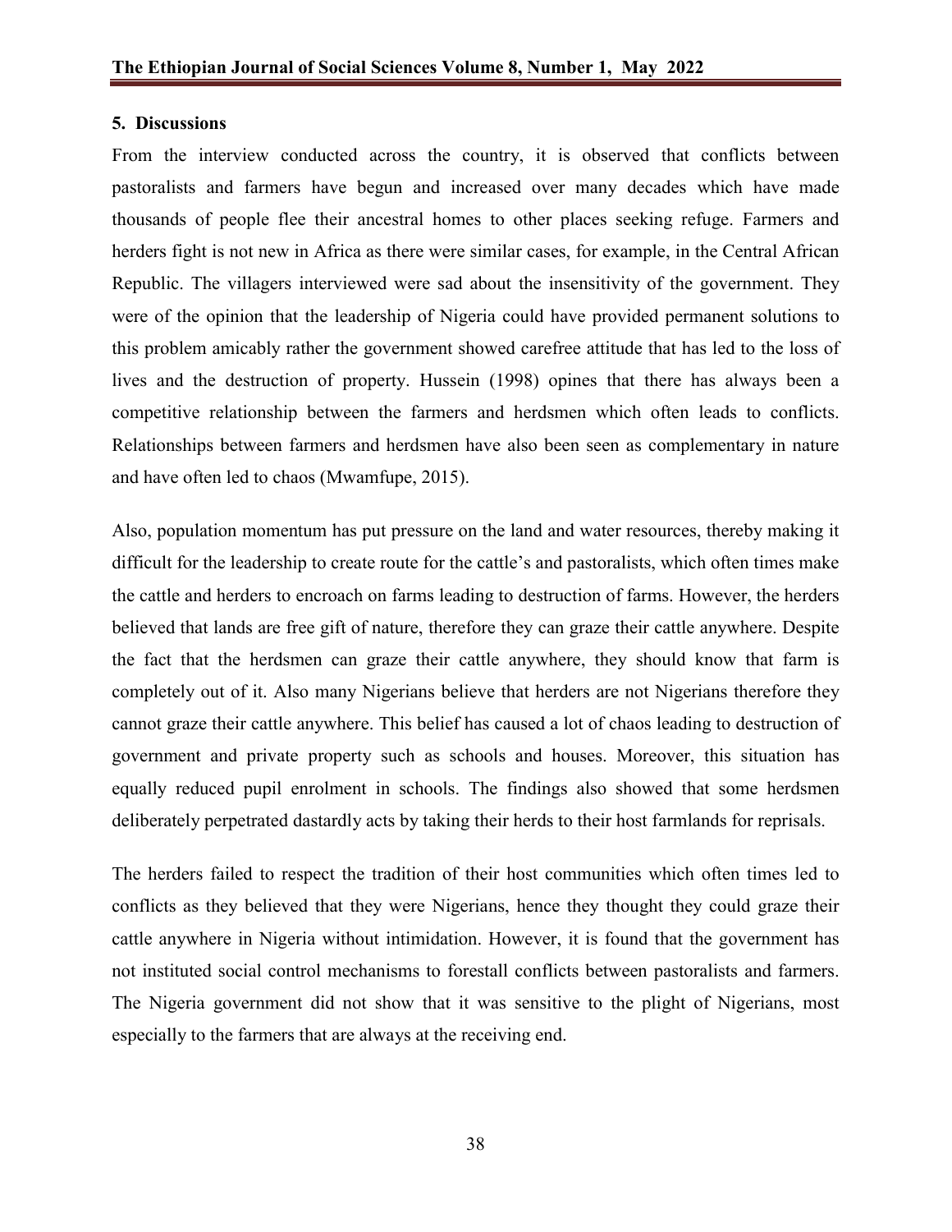## 5. Discussions

From the interview conducted across the country, it is observed that conflicts between pastoralists and farmers have begun and increased over many decades which have made thousands of people flee their ancestral homes to other places seeking refuge. Farmers and herders fight is not new in Africa as there were similar cases, for example, in the Central African Republic. The villagers interviewed were sad about the insensitivity of the government. They were of the opinion that the leadership of Nigeria could have provided permanent solutions to this problem amicably rather the government showed carefree attitude that has led to the loss of lives and the destruction of property. Hussein (1998) opines that there has always been a competitive relationship between the farmers and herdsmen which often leads to conflicts. Relationships between farmers and herdsmen have also been seen as complementary in nature and have often led to chaos (Mwamfupe, 2015).

Also, population momentum has put pressure on the land and water resources, thereby making it difficult for the leadership to create route for the cattle's and pastoralists, which often times make the cattle and herders to encroach on farms leading to destruction of farms. However, the herders believed that lands are free gift of nature, therefore they can graze their cattle anywhere. Despite the fact that the herdsmen can graze their cattle anywhere, they should know that farm is completely out of it. Also many Nigerians believe that herders are not Nigerians therefore they cannot graze their cattle anywhere. This belief has caused a lot of chaos leading to destruction of government and private property such as schools and houses. Moreover, this situation has equally reduced pupil enrolment in schools. The findings also showed that some herdsmen deliberately perpetrated dastardly acts by taking their herds to their host farmlands for reprisals.

The herders failed to respect the tradition of their host communities which often times led to conflicts as they believed that they were Nigerians, hence they thought they could graze their cattle anywhere in Nigeria without intimidation. However, it is found that the government has not instituted social control mechanisms to forestall conflicts between pastoralists and farmers. The Nigeria government did not show that it was sensitive to the plight of Nigerians, most especially to the farmers that are always at the receiving end.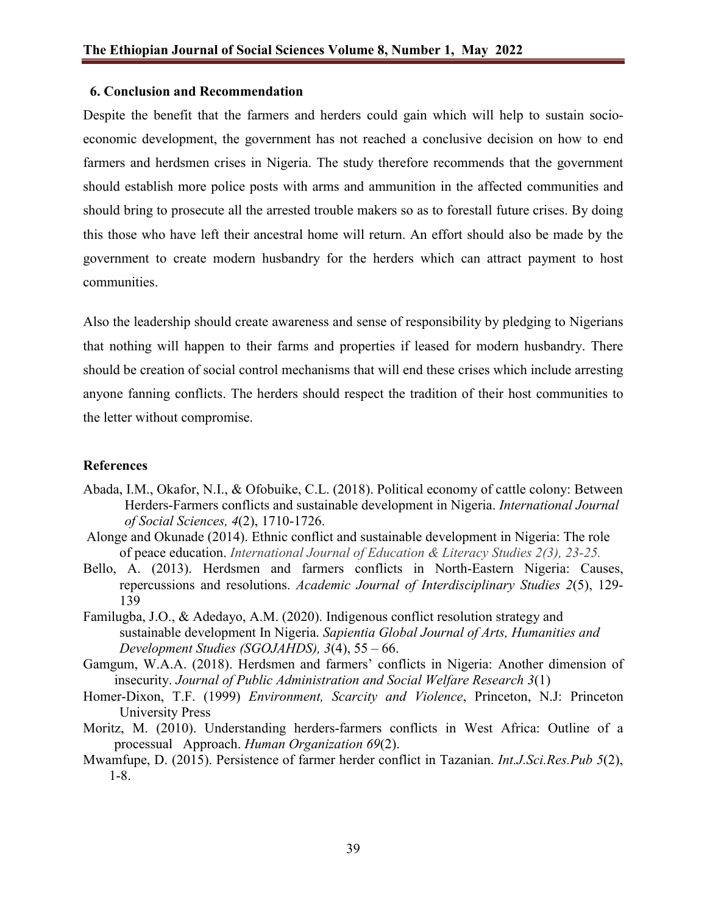## 6. Conclusion and Recommendation

Despite the benefit that the farmers and herders could gain which will help to sustain socio-economic development, the government has not reached a conclusive decision on how to end farmers and herdsmen crises in Nigeria. The study therefore recommends that the government should establish more police posts with arms and ammunition in the affected communities and should bring to prosecute all the arrested trouble makers so as to forestall future crises. By doing this those who have left their ancestral home will return. An effort should also be made by the government to create modern husbandry for the herders which can attract payment to host communities.

Also the leadership should create awareness and sense of responsibility by pledging to Nigerians that nothing will happen to their farms and properties if leased for modern husbandry. There should be creation of social control mechanisms that will end these crises which include arresting anyone fanning conflicts. The herders should respect the tradition of their host communities to the letter without compromise.

## References

Abada, I.M., Okafor, N.I., & Ofobuike, C.L. (2018). Political economy of cattle colony: Between Herders-Farmers conflicts and sustainable development in Nigeria. *International Journal of Social Sciences, 4*(2), 1710-1726.

Alonge and Okunade (2014). Ethnic conflict and sustainable development in Nigeria: The role of peace education. *International Journal of Education & Literacy Studies 2(3), 23-25.*

Bello, A. (2013). Herdsmen and farmers conflicts in North-Eastern Nigeria: Causes, repercussions and resolutions. *Academic Journal of Interdisciplinary Studies 2*(5), 129-139

Familugba, J.O., & Adedayo, A.M. (2020). Indigenous conflict resolution strategy and sustainable development In Nigeria. *Sapientia Global Journal of Arts, Humanities and Development Studies (SGOJAHDS), 3*(4), 55 – 66.

Gamgum, W.A.A. (2018). Herdsmen and farmers' conflicts in Nigeria: Another dimension of insecurity. *Journal of Public Administration and Social Welfare Research 3*(1)

Homer-Dixon, T.F. (1999) *Environment, Scarcity and Violence*, Princeton, N.J: Princeton University Press

Moritz, M. (2010). Understanding herders-farmers conflicts in West Africa: Outline of a processual Approach. *Human Organization 69*(2).

Mwamfupe, D. (2015). Persistence of farmer herder conflict in Tazanian. *Int.J.Sci.Res.Pub 5*(2), 1-8.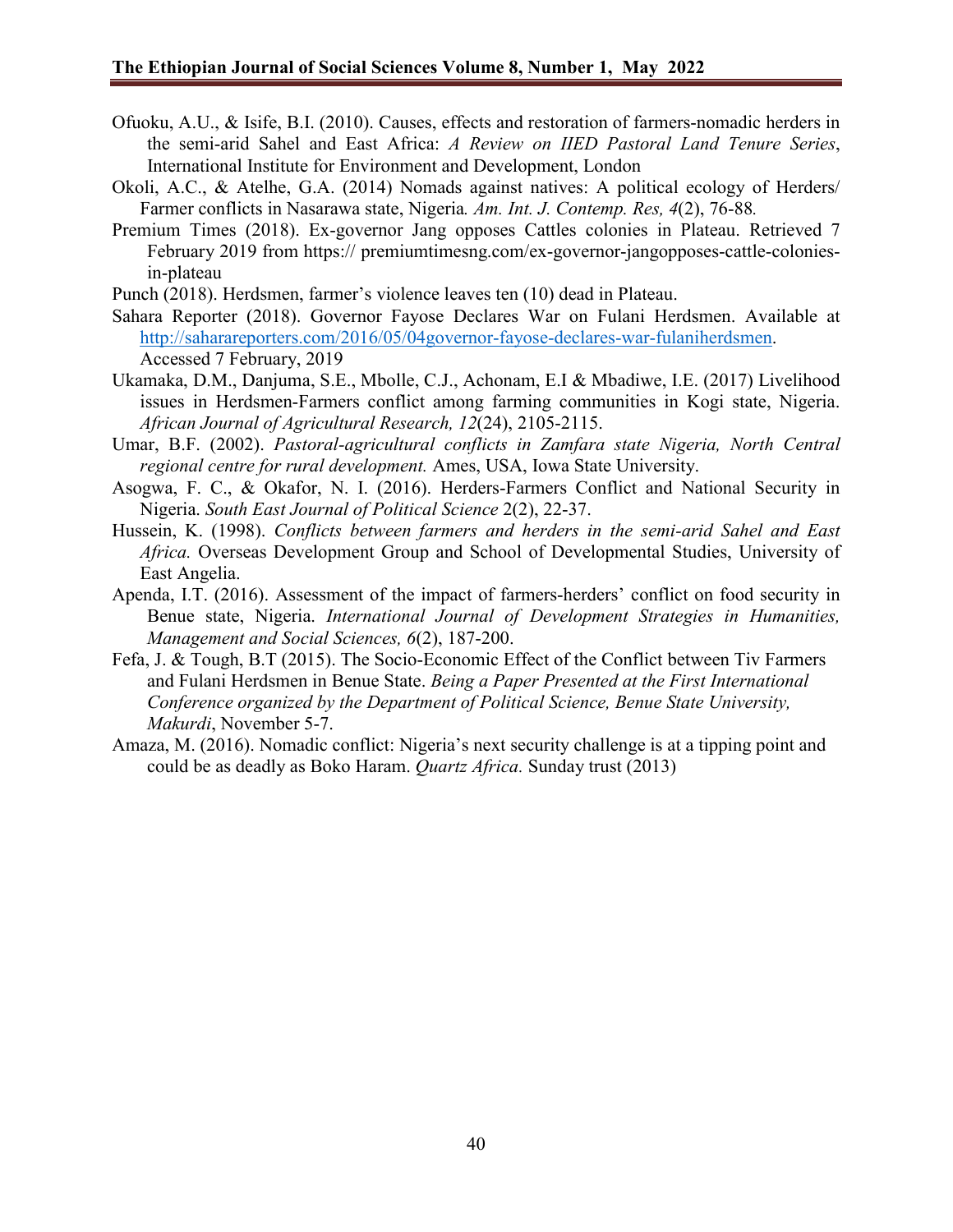Ofuoku, A.U., & Isife, B.I. (2010). Causes, effects and restoration of farmers-nomadic herders in the semi-arid Sahel and East Africa: *A Review on IIED Pastoral Land Tenure Series*, International Institute for Environment and Development, London

Okoli, A.C., & Atelhe, G.A. (2014) Nomads against natives: A political ecology of Herders/ Farmer conflicts in Nasarawa state, Nigeria*. Am. Int. J. Contemp. Res, 4*(2), 76-88*.*

Premium Times (2018). Ex-governor Jang opposes Cattles colonies in Plateau. Retrieved 7 February 2019 from https:// premiumtimesng.com/ex-governor-jangopposes-cattle-colonies-in-plateau

Punch (2018). Herdsmen, farmer's violence leaves ten (10) dead in Plateau.

Sahara Reporter (2018). Governor Fayose Declares War on Fulani Herdsmen. Available at http://saharareporters.com/2016/05/04governor-fayose-declares-war-fulaniherdsmen. Accessed 7 February, 2019

Ukamaka, D.M., Danjuma, S.E., Mbolle, C.J., Achonam, E.I & Mbadiwe, I.E. (2017) Livelihood issues in Herdsmen-Farmers conflict among farming communities in Kogi state, Nigeria. *African Journal of Agricultural Research, 12*(24), 2105-2115.

Umar, B.F. (2002). *Pastoral-agricultural conflicts in Zamfara state Nigeria, North Central regional centre for rural development.* Ames, USA, Iowa State University.

Asogwa, F. C., & Okafor, N. I. (2016). Herders-Farmers Conflict and National Security in Nigeria. *South East Journal of Political Science* 2(2), 22-37.

Hussein, K. (1998). *Conflicts between farmers and herders in the semi-arid Sahel and East Africa.* Overseas Development Group and School of Developmental Studies, University of East Angelia.

Apenda, I.T. (2016). Assessment of the impact of farmers-herders' conflict on food security in Benue state, Nigeria. *International Journal of Development Strategies in Humanities, Management and Social Sciences, 6*(2), 187-200.

Fefa, J. & Tough, B.T (2015). The Socio-Economic Effect of the Conflict between Tiv Farmers and Fulani Herdsmen in Benue State. *Being a Paper Presented at the First International Conference organized by the Department of Political Science, Benue State University, Makurdi*, November 5-7.

Amaza, M. (2016). Nomadic conflict: Nigeria's next security challenge is at a tipping point and could be as deadly as Boko Haram. *Quartz Africa.* Sunday trust (2013)